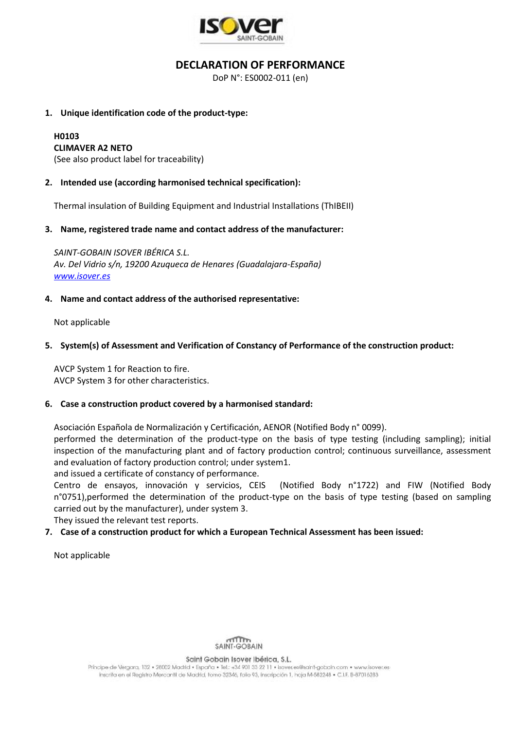# DECLARATION OF PERFORMANCE

DoP N°: ES0002-011 (en)

1. **Unique identification code of the product-type:**

   **H0103**
   **CLIMAVER A2 NETO**
   (See also product label for traceability)

2. **Intended use (according harmonised technical specification):**

   Thermal insulation of Building Equipment and Industrial Installations (ThIBEII)

3. **Name, registered trade name and contact address of the manufacturer:**

   *SAINT-GOBAIN ISOVER IBÉRICA S.L.*
   *Av. Del Vidrio s/n, 19200 Azuqueca de Henares (Guadalajara-España)*
   *www.isover.es*

4. **Name and contact address of the authorised representative:**

   Not applicable

5. **System(s) of Assessment and Verification of Constancy of Performance of the construction product:**

   AVCP System 1 for Reaction to fire.
   AVCP System 3 for other characteristics.

6. **Case a construction product covered by a harmonised standard:**

   Asociación Española de Normalización y Certificación, AENOR (Notified Body n° 0099).
   performed the determination of the product-type on the basis of type testing (including sampling); initial inspection of the manufacturing plant and of factory production control; continuous surveillance, assessment and evaluation of factory production control; under system1.
   and issued a certificate of constancy of performance.
   Centro de ensayos, innovación y servicios, CEIS (Notified Body n°1722) and FIW (Notified Body n°0751),performed the determination of the product-type on the basis of type testing (based on sampling carried out by the manufacturer), under system 3.
   They issued the relevant test reports.

7. **Case of a construction product for which a European Technical Assessment has been issued:**

   Not applicable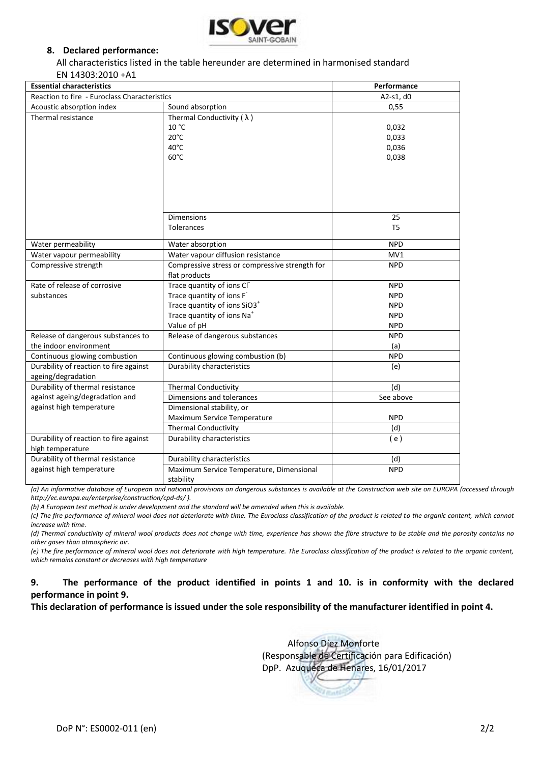## 8. Declared performance:

All characteristics listed in the table hereunder are determined in harmonised standard EN 14303:2010 +A1

| Essential characteristics | | Performance |
|---|---|---|
| Reaction to fire - Euroclass Characteristics | | A2-s1, d0 |
| Acoustic absorption index | Sound absorption | 0,55 |
| Thermal resistance | Thermal Conductivity ( λ )<br>10 °C<br>20°C<br>40°C<br>60°C | <br>0,032<br>0,033<br>0,036<br>0,038 |
| | Dimensions<br>Tolerances | 25<br>T5 |
| Water permeability | Water absorption | NPD |
| Water vapour permeability | Water vapour diffusion resistance | MV1 |
| Compressive strength | Compressive stress or compressive strength for flat products | NPD |
| Rate of release of corrosive substances | Trace quantity of ions $Cl^-$<br>Trace quantity of ions $F^-$<br>Trace quantity of ions $SiO3^+$<br>Trace quantity of ions $Na^+$<br>Value of pH | NPD<br>NPD<br>NPD<br>NPD<br>NPD |
| Release of dangerous substances to the indoor environment | Release of dangerous substances | NPD<br>(a) |
| Continuous glowing combustion | Continuous glowing combustion (b) | NPD |
| Durability of reaction to fire against ageing/degradation | Durability characteristics | (e) |
| Durability of thermal resistance against ageing/degradation and against high temperature | Thermal Conductivity | (d) |
| | Dimensions and tolerances | See above |
| | Dimensional stability, or<br>Maximum Service Temperature | <br>NPD |
| | Thermal Conductivity | (d) |
| Durability of reaction to fire against high temperature | Durability characteristics | ( e ) |
| Durability of thermal resistance against high temperature | Durability characteristics | (d) |
| | Maximum Service Temperature, Dimensional stability | NPD |

*(a) An informative database of European and national provisions on dangerous substances is available at the Construction web site on EUROPA (accessed through http://ec.europa.eu/enterprise/construction/cpd-ds/ ).*

*(b) A European test method is under development and the standard will be amended when this is available.*

*(c) The fire performance of mineral wool does not deteriorate with time. The Euroclass classification of the product is related to the organic content, which cannot increase with time.*

*(d) Thermal conductivity of mineral wool products does not change with time, experience has shown the fibre structure to be stable and the porosity contains no other gases than atmospheric air.*

*(e) The fire performance of mineral wool does not deteriorate with high temperature. The Euroclass classification of the product is related to the organic content, which remains constant or decreases with high temperature*

**9. The performance of the product identified in points 1 and 10. is in conformity with the declared performance in point 9.**

**This declaration of performance is issued under the sole responsibility of the manufacturer identified in point 4.**

Alfonso Díez Monforte
(Responsable de Certificación para Edificación)
DpP. Azuqueca de Henares, 16/01/2017

DoP N°: ES0002-011 (en)